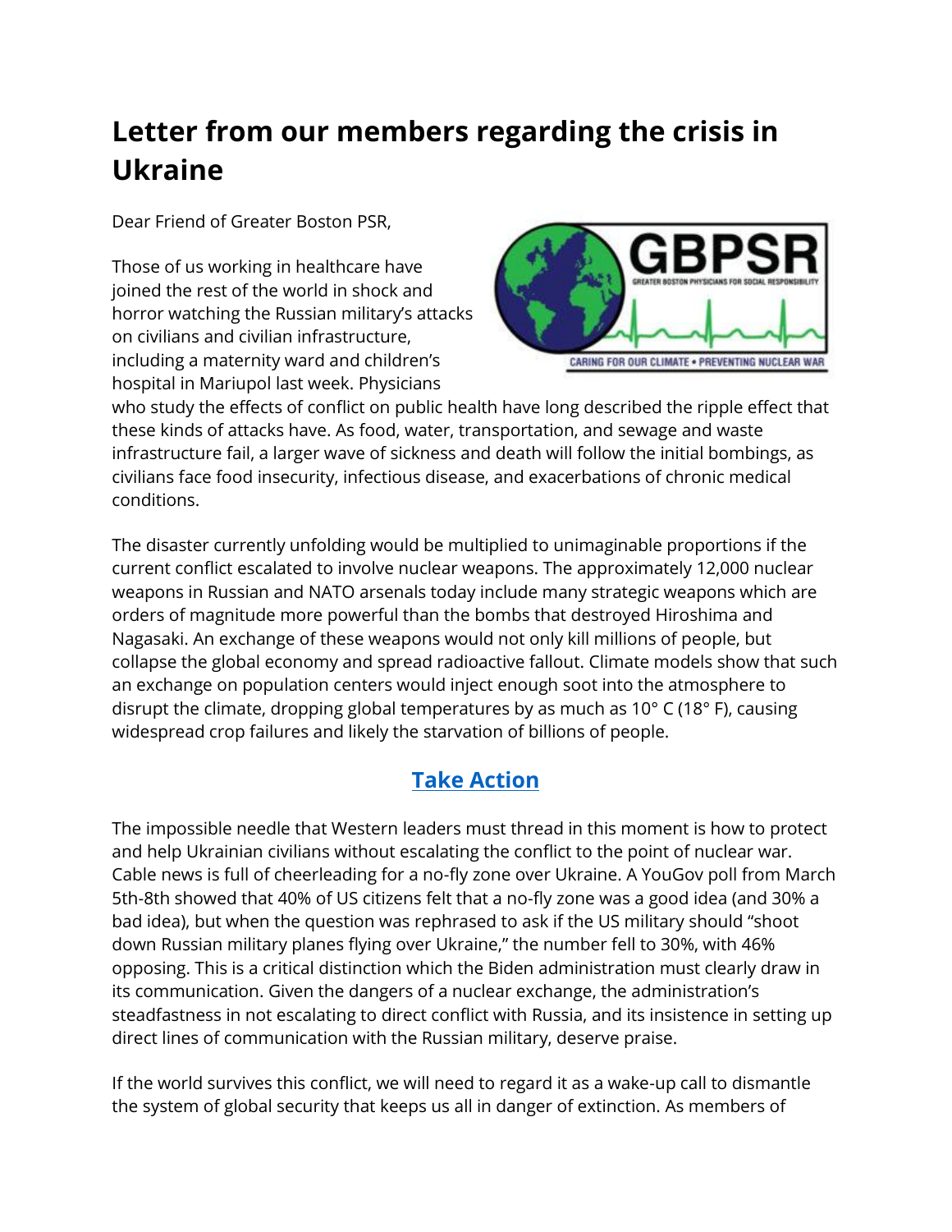# Letter from our members regarding the crisis in Ukraine

Dear Friend of Greater Boston PSR,

Those of us working in healthcare have joined the rest of the world in shock and horror watching the Russian military's attacks on civilians and civilian infrastructure, including a maternity ward and children's hospital in Mariupol last week. Physicians who study the effects of conflict on public health have long described the ripple effect that these kinds of attacks have. As food, water, transportation, and sewage and waste infrastructure fail, a larger wave of sickness and death will follow the initial bombings, as civilians face food insecurity, infectious disease, and exacerbations of chronic medical conditions.

The disaster currently unfolding would be multiplied to unimaginable proportions if the current conflict escalated to involve nuclear weapons. The approximately 12,000 nuclear weapons in Russian and NATO arsenals today include many strategic weapons which are orders of magnitude more powerful than the bombs that destroyed Hiroshima and Nagasaki. An exchange of these weapons would not only kill millions of people, but collapse the global economy and spread radioactive fallout. Climate models show that such an exchange on population centers would inject enough soot into the atmosphere to disrupt the climate, dropping global temperatures by as much as 10° C (18° F), causing widespread crop failures and likely the starvation of billions of people.

**Take Action**

The impossible needle that Western leaders must thread in this moment is how to protect and help Ukrainian civilians without escalating the conflict to the point of nuclear war. Cable news is full of cheerleading for a no-fly zone over Ukraine. A YouGov poll from March 5th-8th showed that 40% of US citizens felt that a no-fly zone was a good idea (and 30% a bad idea), but when the question was rephrased to ask if the US military should "shoot down Russian military planes flying over Ukraine," the number fell to 30%, with 46% opposing. This is a critical distinction which the Biden administration must clearly draw in its communication. Given the dangers of a nuclear exchange, the administration's steadfastness in not escalating to direct conflict with Russia, and its insistence in setting up direct lines of communication with the Russian military, deserve praise.

If the world survives this conflict, we will need to regard it as a wake-up call to dismantle the system of global security that keeps us all in danger of extinction. As members of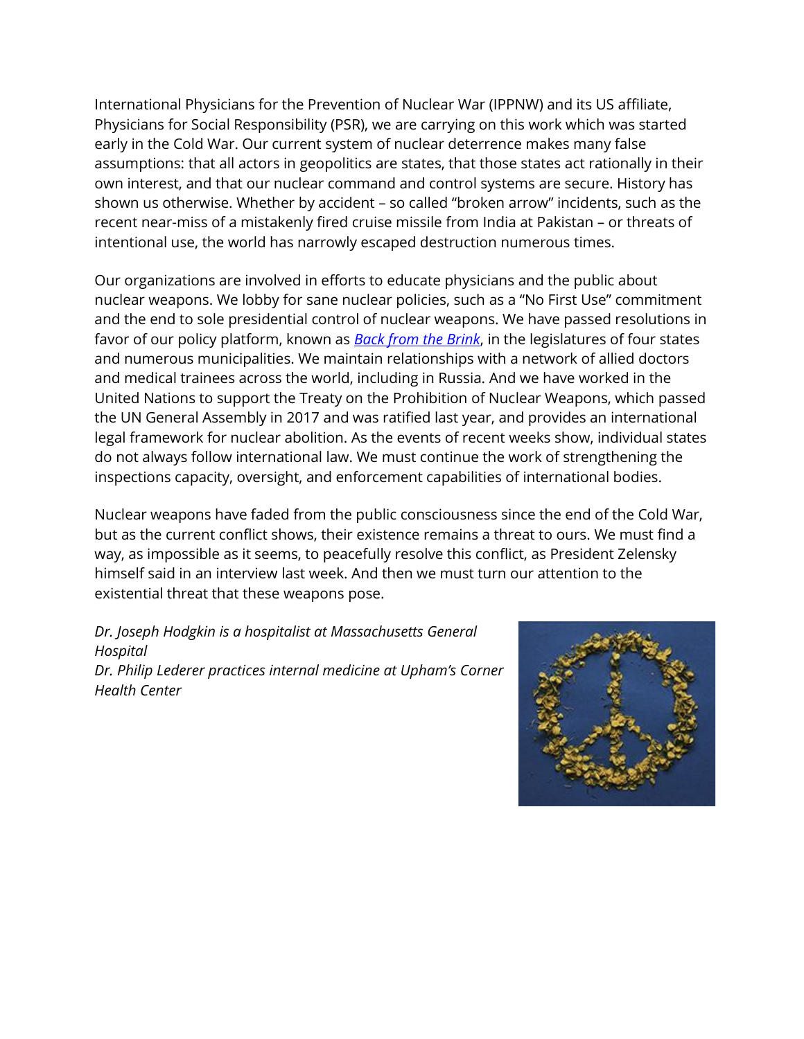International Physicians for the Prevention of Nuclear War (IPPNW) and its US affiliate, Physicians for Social Responsibility (PSR), we are carrying on this work which was started early in the Cold War. Our current system of nuclear deterrence makes many false assumptions: that all actors in geopolitics are states, that those states act rationally in their own interest, and that our nuclear command and control systems are secure. History has shown us otherwise. Whether by accident – so called "broken arrow" incidents, such as the recent near-miss of a mistakenly fired cruise missile from India at Pakistan – or threats of intentional use, the world has narrowly escaped destruction numerous times.

Our organizations are involved in efforts to educate physicians and the public about nuclear weapons. We lobby for sane nuclear policies, such as a "No First Use" commitment and the end to sole presidential control of nuclear weapons. We have passed resolutions in favor of our policy platform, known as *Back from the Brink*, in the legislatures of four states and numerous municipalities. We maintain relationships with a network of allied doctors and medical trainees across the world, including in Russia. And we have worked in the United Nations to support the Treaty on the Prohibition of Nuclear Weapons, which passed the UN General Assembly in 2017 and was ratified last year, and provides an international legal framework for nuclear abolition. As the events of recent weeks show, individual states do not always follow international law. We must continue the work of strengthening the inspections capacity, oversight, and enforcement capabilities of international bodies.

Nuclear weapons have faded from the public consciousness since the end of the Cold War, but as the current conflict shows, their existence remains a threat to ours. We must find a way, as impossible as it seems, to peacefully resolve this conflict, as President Zelensky himself said in an interview last week. And then we must turn our attention to the existential threat that these weapons pose.

*Dr. Joseph Hodgkin is a hospitalist at Massachusetts General Hospital*
*Dr. Philip Lederer practices internal medicine at Upham's Corner Health Center*